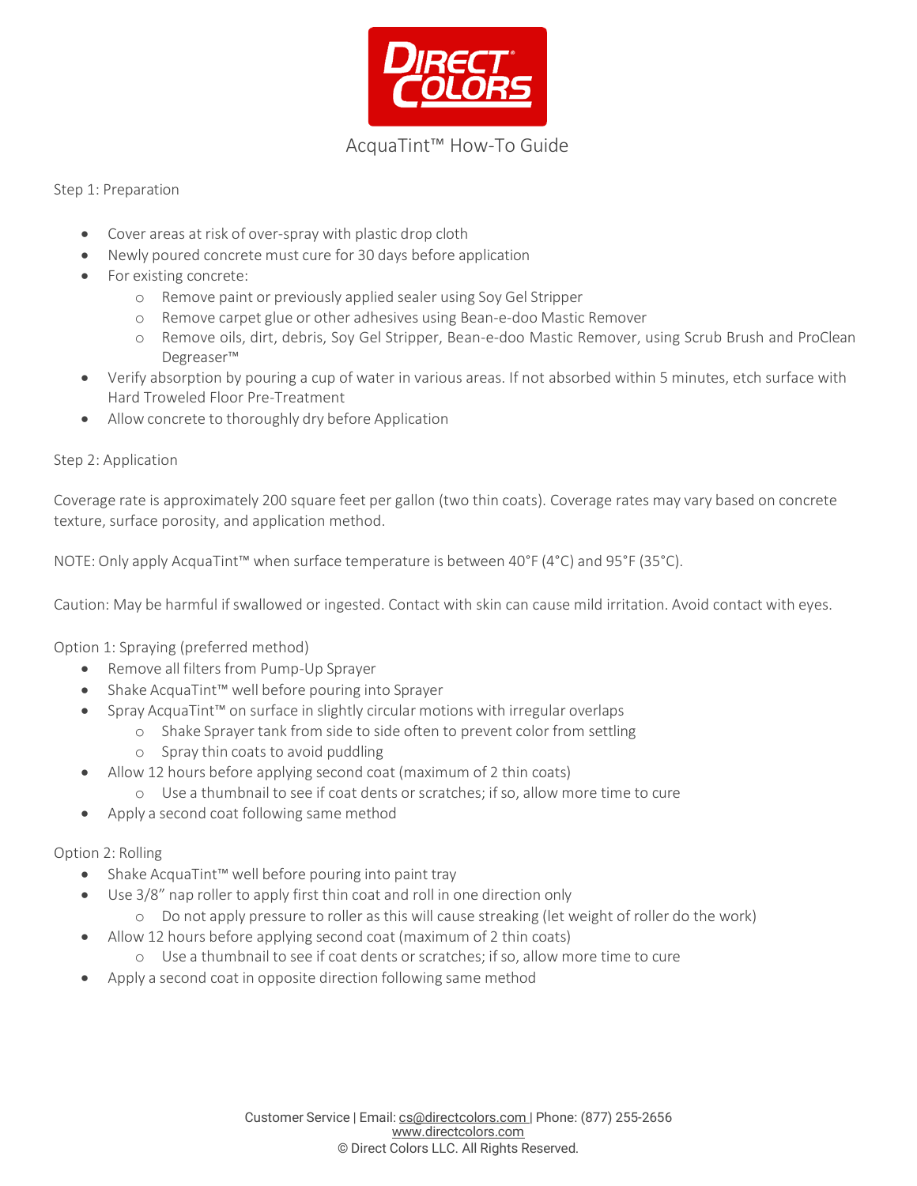# AcquaTint™ How-To Guide

Step 1: Preparation

- Cover areas at risk of over-spray with plastic drop cloth
- Newly poured concrete must cure for 30 days before application
- For existing concrete:
  - Remove paint or previously applied sealer using Soy Gel Stripper
  - Remove carpet glue or other adhesives using Bean-e-doo Mastic Remover
  - Remove oils, dirt, debris, Soy Gel Stripper, Bean-e-doo Mastic Remover, using Scrub Brush and ProClean Degreaser™
- Verify absorption by pouring a cup of water in various areas. If not absorbed within 5 minutes, etch surface with Hard Troweled Floor Pre-Treatment
- Allow concrete to thoroughly dry before Application

Step 2: Application

Coverage rate is approximately 200 square feet per gallon (two thin coats). Coverage rates may vary based on concrete texture, surface porosity, and application method.

NOTE: Only apply AcquaTint™ when surface temperature is between 40°F (4°C) and 95°F (35°C).

Caution: May be harmful if swallowed or ingested. Contact with skin can cause mild irritation. Avoid contact with eyes.

Option 1: Spraying (preferred method)

- Remove all filters from Pump-Up Sprayer
- Shake AcquaTint™ well before pouring into Sprayer
- Spray AcquaTint™ on surface in slightly circular motions with irregular overlaps
  - Shake Sprayer tank from side to side often to prevent color from settling
  - Spray thin coats to avoid puddling
- Allow 12 hours before applying second coat (maximum of 2 thin coats)
  - Use a thumbnail to see if coat dents or scratches; if so, allow more time to cure
- Apply a second coat following same method

Option 2: Rolling

- Shake AcquaTint™ well before pouring into paint tray
- Use 3/8" nap roller to apply first thin coat and roll in one direction only
  - Do not apply pressure to roller as this will cause streaking (let weight of roller do the work)
- Allow 12 hours before applying second coat (maximum of 2 thin coats)
  - Use a thumbnail to see if coat dents or scratches; if so, allow more time to cure
- Apply a second coat in opposite direction following same method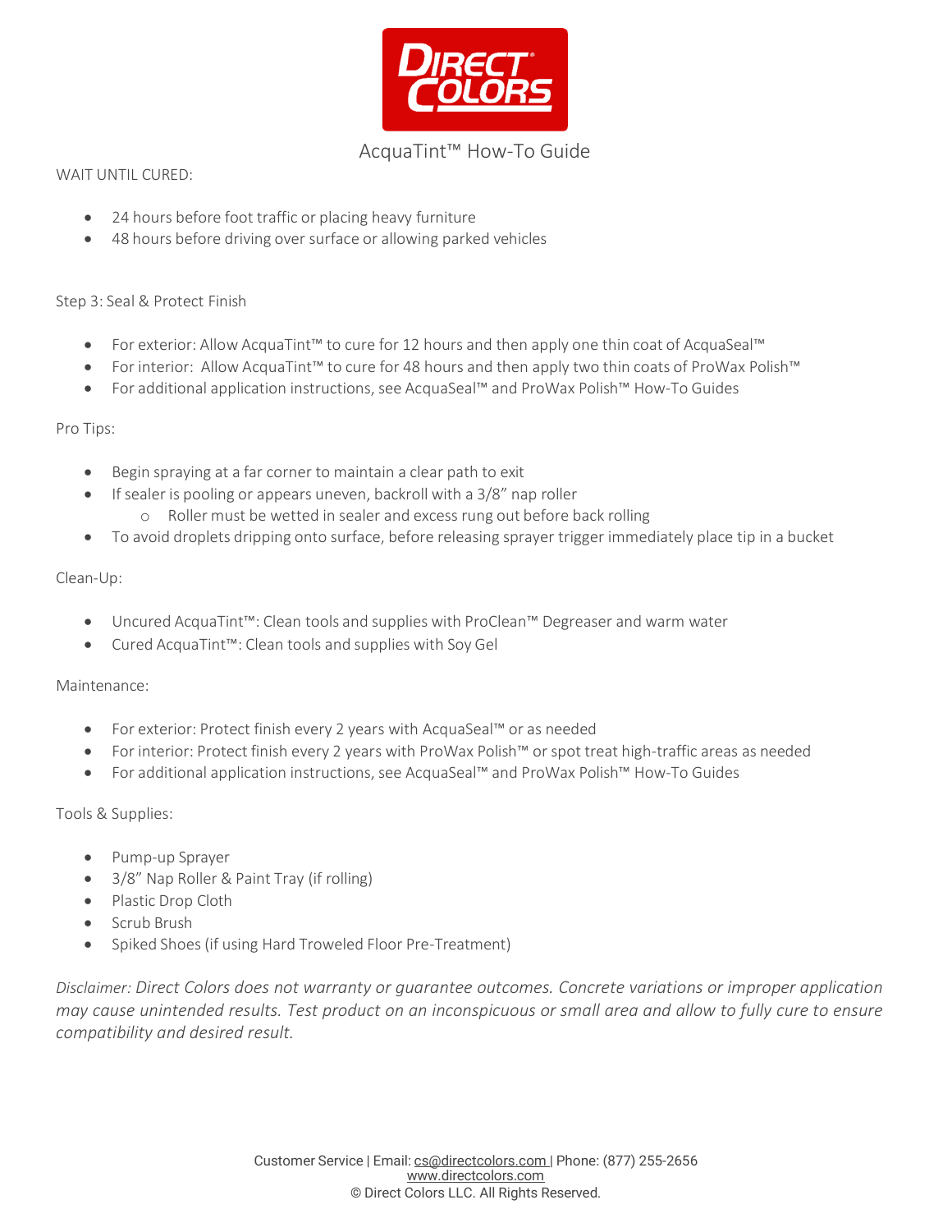AcquaTint™ How-To Guide

WAIT UNTIL CURED:

- 24 hours before foot traffic or placing heavy furniture
- 48 hours before driving over surface or allowing parked vehicles

Step 3: Seal & Protect Finish

- For exterior: Allow AcquaTint™ to cure for 12 hours and then apply one thin coat of AcquaSeal™
- For interior: Allow AcquaTint™ to cure for 48 hours and then apply two thin coats of ProWax Polish™
- For additional application instructions, see AcquaSeal™ and ProWax Polish™ How-To Guides

Pro Tips:

- Begin spraying at a far corner to maintain a clear path to exit
- If sealer is pooling or appears uneven, backroll with a 3/8" nap roller
  - Roller must be wetted in sealer and excess rung out before back rolling
- To avoid droplets dripping onto surface, before releasing sprayer trigger immediately place tip in a bucket

Clean-Up:

- Uncured AcquaTint™: Clean tools and supplies with ProClean™ Degreaser and warm water
- Cured AcquaTint™: Clean tools and supplies with Soy Gel

Maintenance:

- For exterior: Protect finish every 2 years with AcquaSeal™ or as needed
- For interior: Protect finish every 2 years with ProWax Polish™ or spot treat high-traffic areas as needed
- For additional application instructions, see AcquaSeal™ and ProWax Polish™ How-To Guides

Tools & Supplies:

- Pump-up Sprayer
- 3/8" Nap Roller & Paint Tray (if rolling)
- Plastic Drop Cloth
- Scrub Brush
- Spiked Shoes (if using Hard Troweled Floor Pre-Treatment)

*Disclaimer: Direct Colors does not warranty or guarantee outcomes. Concrete variations or improper application may cause unintended results. Test product on an inconspicuous or small area and allow to fully cure to ensure compatibility and desired result.*

Customer Service | Email: cs@directcolors.com | Phone: (877) 255-2656
www.directcolors.com
© Direct Colors LLC. All Rights Reserved.